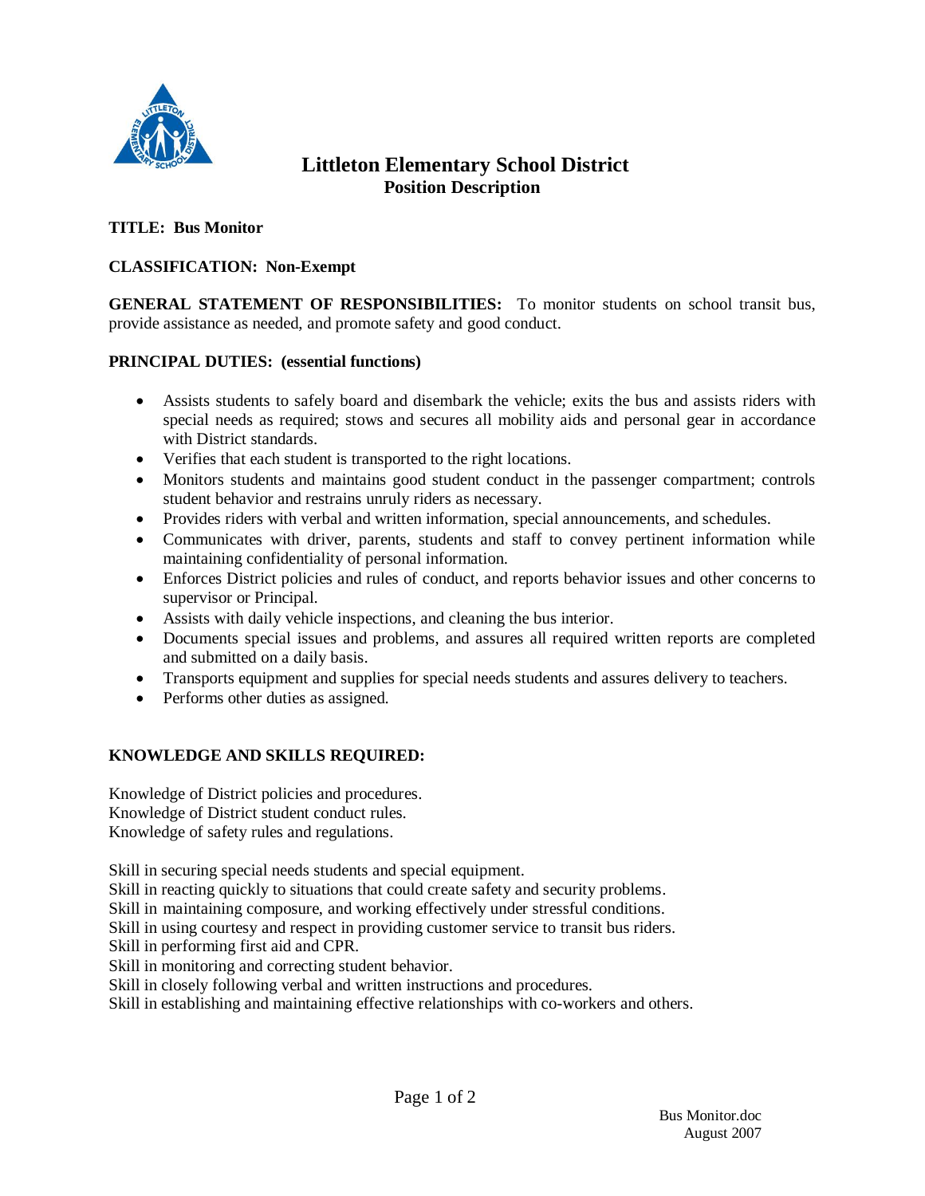# Littleton Elementary School District

## Position Description

**TITLE: Bus Monitor**

**CLASSIFICATION: Non-Exempt**

**GENERAL STATEMENT OF RESPONSIBILITIES:** To monitor students on school transit bus, provide assistance as needed, and promote safety and good conduct.

**PRINCIPAL DUTIES: (essential functions)**

- Assists students to safely board and disembark the vehicle; exits the bus and assists riders with special needs as required; stows and secures all mobility aids and personal gear in accordance with District standards.
- Verifies that each student is transported to the right locations.
- Monitors students and maintains good student conduct in the passenger compartment; controls student behavior and restrains unruly riders as necessary.
- Provides riders with verbal and written information, special announcements, and schedules.
- Communicates with driver, parents, students and staff to convey pertinent information while maintaining confidentiality of personal information.
- Enforces District policies and rules of conduct, and reports behavior issues and other concerns to supervisor or Principal.
- Assists with daily vehicle inspections, and cleaning the bus interior.
- Documents special issues and problems, and assures all required written reports are completed and submitted on a daily basis.
- Transports equipment and supplies for special needs students and assures delivery to teachers.
- Performs other duties as assigned.

**KNOWLEDGE AND SKILLS REQUIRED:**

Knowledge of District policies and procedures.
Knowledge of District student conduct rules.
Knowledge of safety rules and regulations.

Skill in securing special needs students and special equipment.
Skill in reacting quickly to situations that could create safety and security problems.
Skill in maintaining composure, and working effectively under stressful conditions.
Skill in using courtesy and respect in providing customer service to transit bus riders.
Skill in performing first aid and CPR.
Skill in monitoring and correcting student behavior.
Skill in closely following verbal and written instructions and procedures.
Skill in establishing and maintaining effective relationships with co-workers and others.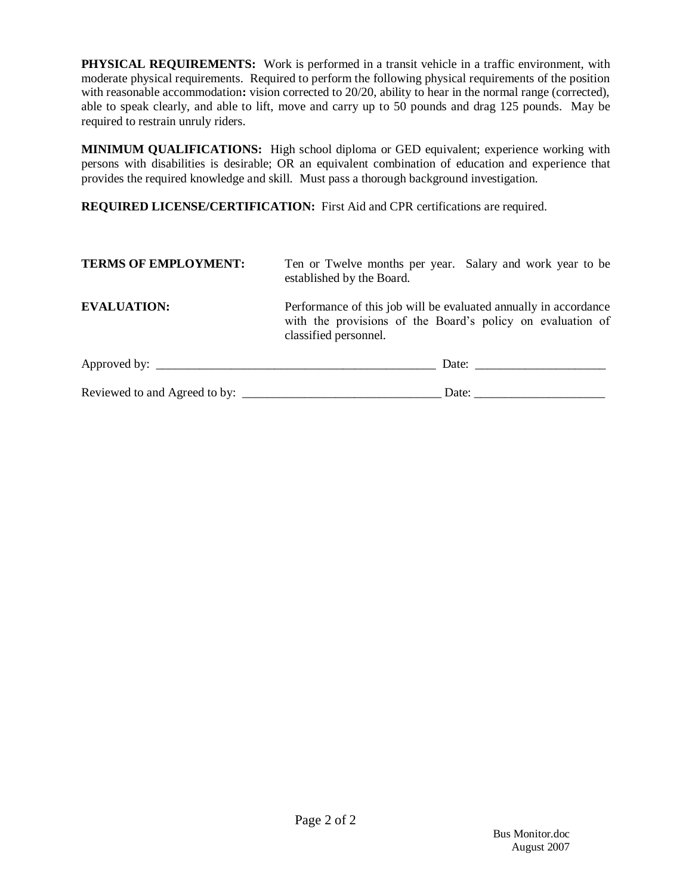**PHYSICAL REQUIREMENTS:** Work is performed in a transit vehicle in a traffic environment, with moderate physical requirements. Required to perform the following physical requirements of the position with reasonable accommodation**:** vision corrected to 20/20, ability to hear in the normal range (corrected), able to speak clearly, and able to lift, move and carry up to 50 pounds and drag 125 pounds. May be required to restrain unruly riders.

**MINIMUM QUALIFICATIONS:** High school diploma or GED equivalent; experience working with persons with disabilities is desirable; OR an equivalent combination of education and experience that provides the required knowledge and skill. Must pass a thorough background investigation.

**REQUIRED LICENSE/CERTIFICATION:** First Aid and CPR certifications are required.

| | |
|---|---|
| **TERMS OF EMPLOYMENT:** | Ten or Twelve months per year. Salary and work year to be established by the Board. |
| **EVALUATION:** | Performance of this job will be evaluated annually in accordance with the provisions of the Board's policy on evaluation of classified personnel. |

Approved by: ______________________________________________ Date: _____________________

Reviewed to and Agreed to by: ________________________________ Date: _____________________

Bus Monitor.doc
August 2007